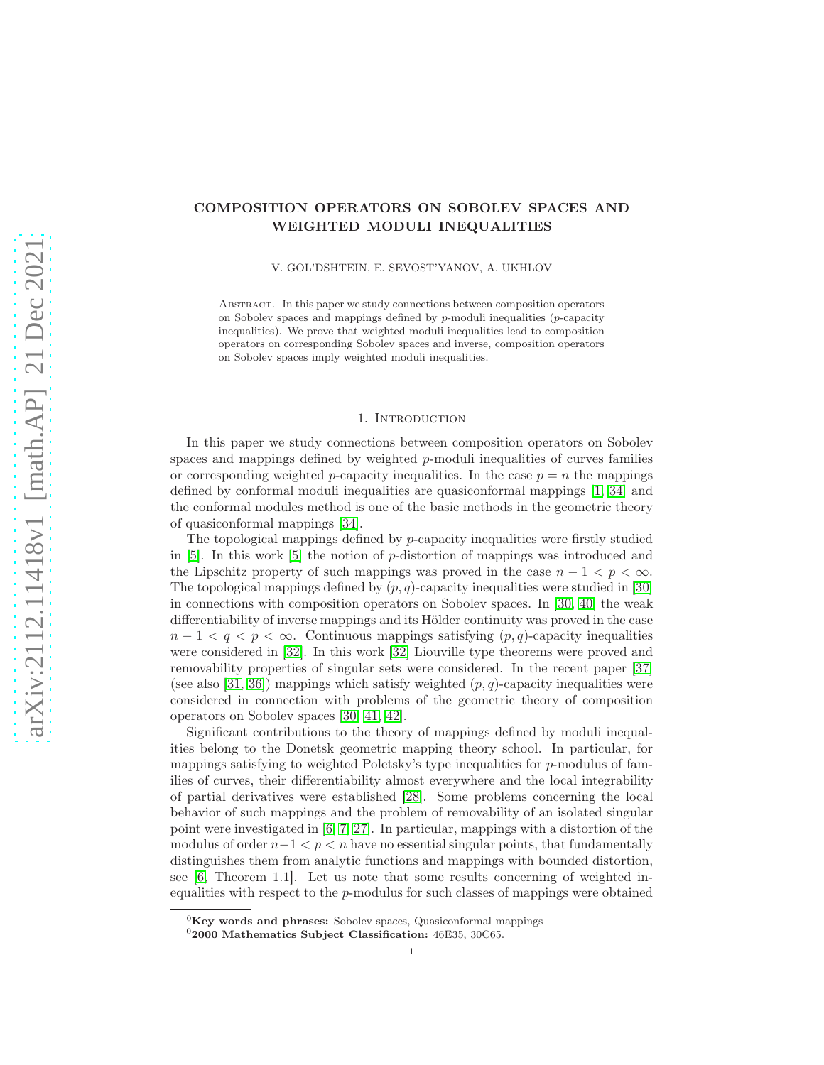# COMPOSITION OPERATORS ON SOBOLEV SPACES AND WEIGHTED MODULI INEQUALITIES

V. GOL'DSHTEIN, E. SEVOST'YANOV, A. UKHLOV

Abstract. In this paper we study connections between composition operators on Sobolev spaces and mappings defined by $p$-moduli inequalities ($p$-capacity inequalities). We prove that weighted moduli inequalities lead to composition operators on corresponding Sobolev spaces and inverse, composition operators on Sobolev spaces imply weighted moduli inequalities.

## 1. Introduction

In this paper we study connections between composition operators on Sobolev spaces and mappings defined by weighted $p$-moduli inequalities of curves families or corresponding weighted $p$-capacity inequalities. In the case $p = n$ the mappings defined by conformal moduli inequalities are quasiconformal mappings [1, 34] and the conformal modules method is one of the basic methods in the geometric theory of quasiconformal mappings [34].

The topological mappings defined by $p$-capacity inequalities were firstly studied in [5]. In this work [5] the notion of $p$-distortion of mappings was introduced and the Lipschitz property of such mappings was proved in the case $n-1 < p < \infty$. The topological mappings defined by $(p,q)$-capacity inequalities were studied in [30] in connections with composition operators on Sobolev spaces. In [30, 40] the weak differentiability of inverse mappings and its Hölder continuity was proved in the case $n-1 < q < p < \infty$. Continuous mappings satisfying $(p,q)$-capacity inequalities were considered in [32]. In this work [32] Liouville type theorems were proved and removability properties of singular sets were considered. In the recent paper [37] (see also [31, 36]) mappings which satisfy weighted $(p,q)$-capacity inequalities were considered in connection with problems of the geometric theory of composition operators on Sobolev spaces [30, 41, 42].

Significant contributions to the theory of mappings defined by moduli inequalities belong to the Donetsk geometric mapping theory school. In particular, for mappings satisfying to weighted Poletsky's type inequalities for $p$-modulus of families of curves, their differentiability almost everywhere and the local integrability of partial derivatives were established [28]. Some problems concerning the local behavior of such mappings and the problem of removability of an isolated singular point were investigated in [6, 7, 27]. In particular, mappings with a distortion of the modulus of order $n-1 < p < n$ have no essential singular points, that fundamentally distinguishes them from analytic functions and mappings with bounded distortion, see [6, Theorem 1.1]. Let us note that some results concerning of weighted inequalities with respect to the $p$-modulus for such classes of mappings were obtained

[0] **Key words and phrases:** Sobolev spaces, Quasiconformal mappings

[0] **2000 Mathematics Subject Classification:** 46E35, 30C65.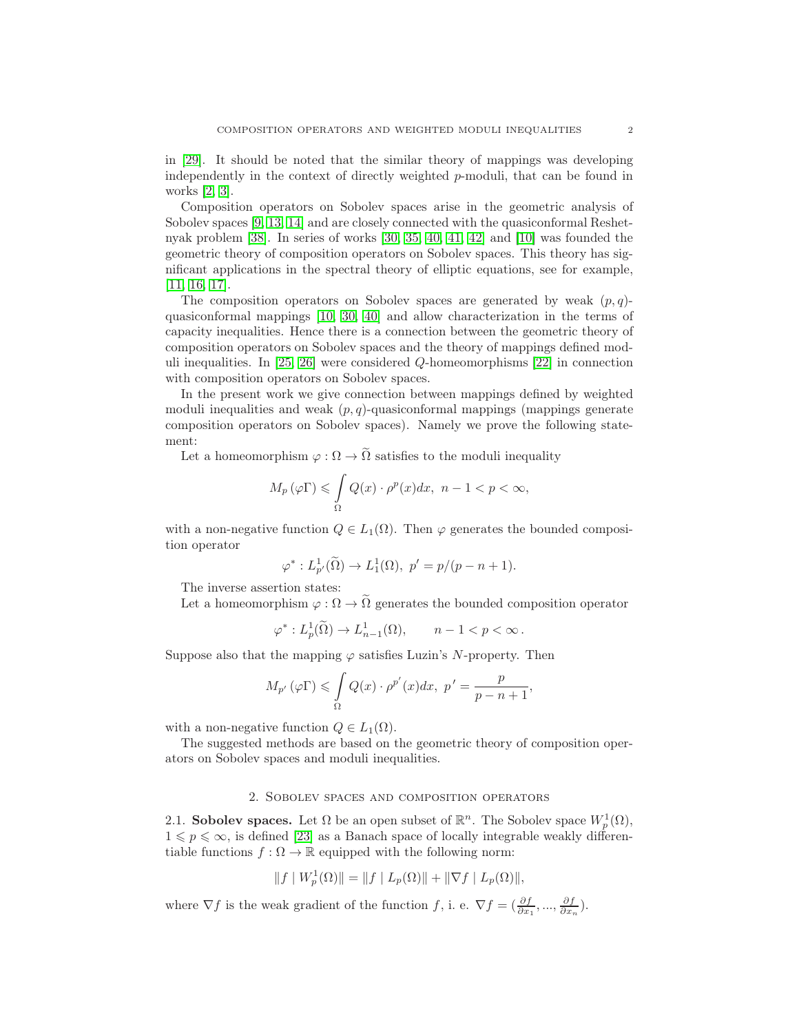in [29]. It should be noted that the similar theory of mappings was developing independently in the context of directly weighted $p$-moduli, that can be found in works [2, 3].

Composition operators on Sobolev spaces arise in the geometric analysis of Sobolev spaces [9, 13, 14] and are closely connected with the quasiconformal Reshetnyak problem [38]. In series of works [30, 35, 40, 41, 42] and [10] was founded the geometric theory of composition operators on Sobolev spaces. This theory has significant applications in the spectral theory of elliptic equations, see for example, [11, 16, 17].

The composition operators on Sobolev spaces are generated by weak $(p, q)$-quasiconformal mappings [10, 30, 40] and allow characterization in the terms of capacity inequalities. Hence there is a connection between the geometric theory of composition operators on Sobolev spaces and the theory of mappings defined moduli inequalities. In [25, 26] were considered $Q$-homeomorphisms [22] in connection with composition operators on Sobolev spaces.

In the present work we give connection between mappings defined by weighted moduli inequalities and weak $(p, q)$-quasiconformal mappings (mappings generate composition operators on Sobolev spaces). Namely we prove the following statement:

Let a homeomorphism $\varphi : \Omega \to \widetilde{\Omega}$ satisfies to the moduli inequality

$$M_p\left(\varphi\Gamma\right) \leqslant \int\limits_{\Omega} Q(x) \cdot \rho^p(x) dx, \;\; n-1 < p < \infty,$$

with a non-negative function $Q \in L_1(\Omega)$. Then $\varphi$ generates the bounded composition operator

$$\varphi^* : L^1_{p'}(\widetilde{\Omega}) \to L^1_1(\Omega), \;\; p' = p/(p-n+1).$$

The inverse assertion states:

Let a homeomorphism $\varphi : \Omega \to \widetilde{\Omega}$ generates the bounded composition operator

$$\varphi^* : L^1_p(\widetilde{\Omega}) \to L^1_{n-1}(\Omega), \qquad n-1 < p < \infty\,.$$

Suppose also that the mapping $\varphi$ satisfies Luzin's $N$-property. Then

$$M_{p'}\left(\varphi\Gamma\right) \leqslant \int\limits_{\Omega} Q(x) \cdot \rho^{p'}(x) dx, \;\; p' = \frac{p}{p-n+1},$$

with a non-negative function $Q \in L_1(\Omega)$.

The suggested methods are based on the geometric theory of composition operators on Sobolev spaces and moduli inequalities.

## 2. Sobolev spaces and composition operators

**2.1. Sobolev spaces.** Let $\Omega$ be an open subset of $\mathbb{R}^n$. The Sobolev space $W^1_p(\Omega)$, $1 \leqslant p \leqslant \infty$, is defined [23] as a Banach space of locally integrable weakly differentiable functions $f : \Omega \to \mathbb{R}$ equipped with the following norm:

$$\|f \mid W^1_p(\Omega)\| = \|f \mid L_p(\Omega)\| + \|\nabla f \mid L_p(\Omega)\|,$$

where $\nabla f$ is the weak gradient of the function $f$, i. e. $\nabla f = (\frac{\partial f}{\partial x_1}, ..., \frac{\partial f}{\partial x_n})$.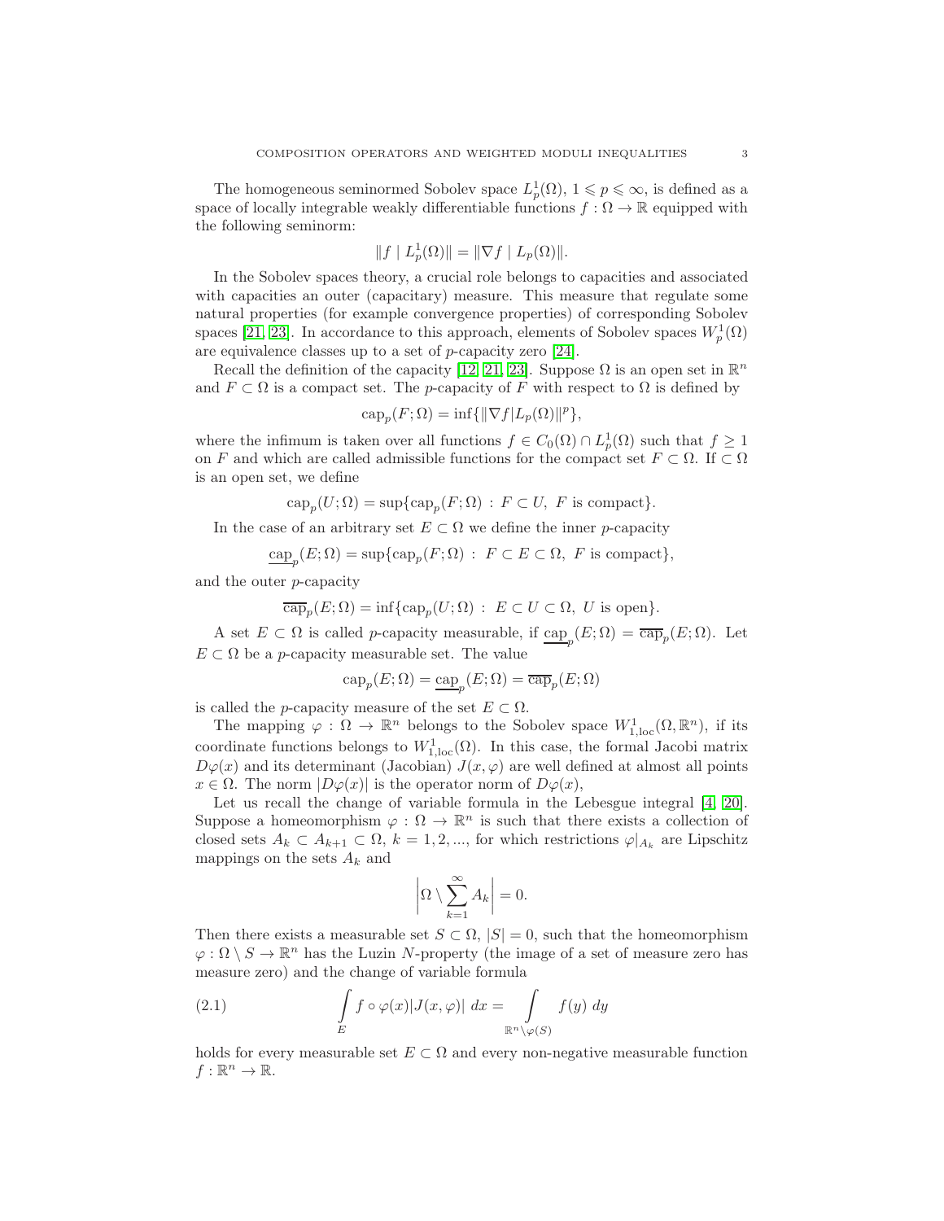The homogeneous seminormed Sobolev space $L^1_p(\Omega)$, $1 \leqslant p \leqslant \infty$, is defined as a space of locally integrable weakly differentiable functions $f : \Omega \to \mathbb{R}$ equipped with the following seminorm:

$$\|f \mid L^1_p(\Omega)\| = \|\nabla f \mid L_p(\Omega)\|.$$

In the Sobolev spaces theory, a crucial role belongs to capacities and associated with capacities an outer (capacitary) measure. This measure that regulate some natural properties (for example convergence properties) of corresponding Sobolev spaces [21, 23]. In accordance to this approach, elements of Sobolev spaces $W^1_p(\Omega)$ are equivalence classes up to a set of $p$-capacity zero [24].

Recall the definition of the capacity [12, 21, 23]. Suppose $\Omega$ is an open set in $\mathbb{R}^n$ and $F \subset \Omega$ is a compact set. The $p$-capacity of $F$ with respect to $\Omega$ is defined by

$$\operatorname{cap}_p(F; \Omega) = \inf\{\|\nabla f | L_p(\Omega)\|^p\},$$

where the infimum is taken over all functions $f \in C_0(\Omega) \cap L^1_p(\Omega)$ such that $f \geq 1$ on $F$ and which are called admissible functions for the compact set $F \subset \Omega$. If $\subset \Omega$ is an open set, we define

$$\operatorname{cap}_p(U; \Omega) = \sup\{\operatorname{cap}_p(F; \Omega) \,:\, F \subset U,\ F \text{ is compact}\}.$$

In the case of an arbitrary set $E \subset \Omega$ we define the inner $p$-capacity

$$\underline{\operatorname{cap}}_p(E; \Omega) = \sup\{\operatorname{cap}_p(F; \Omega) \,:\, F \subset E \subset \Omega,\ F \text{ is compact}\},$$

and the outer $p$-capacity

$$\overline{\operatorname{cap}}_p(E; \Omega) = \inf\{\operatorname{cap}_p(U; \Omega) \,:\, E \subset U \subset \Omega,\ U \text{ is open}\}.$$

A set $E \subset \Omega$ is called $p$-capacity measurable, if $\underline{\operatorname{cap}}_p(E; \Omega) = \overline{\operatorname{cap}}_p(E; \Omega)$. Let $E \subset \Omega$ be a $p$-capacity measurable set. The value

$$\operatorname{cap}_p(E; \Omega) = \underline{\operatorname{cap}}_p(E; \Omega) = \overline{\operatorname{cap}}_p(E; \Omega)$$

is called the $p$-capacity measure of the set $E \subset \Omega$.

The mapping $\varphi : \Omega \to \mathbb{R}^n$ belongs to the Sobolev space $W^1_{1,\mathrm{loc}}(\Omega, \mathbb{R}^n)$, if its coordinate functions belongs to $W^1_{1,\mathrm{loc}}(\Omega)$. In this case, the formal Jacobi matrix $D\varphi(x)$ and its determinant (Jacobian) $J(x, \varphi)$ are well defined at almost all points $x \in \Omega$. The norm $|D\varphi(x)|$ is the operator norm of $D\varphi(x)$,

Let us recall the change of variable formula in the Lebesgue integral [4, 20]. Suppose a homeomorphism $\varphi : \Omega \to \mathbb{R}^n$ is such that there exists a collection of closed sets $A_k \subset A_{k+1} \subset \Omega$, $k = 1, 2, ...$, for which restrictions $\varphi|_{A_k}$ are Lipschitz mappings on the sets $A_k$ and

$$\left|\Omega \setminus \sum_{k=1}^{\infty} A_k\right| = 0.$$

Then there exists a measurable set $S \subset \Omega$, $|S| = 0$, such that the homeomorphism $\varphi : \Omega \setminus S \to \mathbb{R}^n$ has the Luzin $N$-property (the image of a set of measure zero has measure zero) and the change of variable formula

$$\int\limits_E f \circ \varphi(x) |J(x, \varphi)| \; dx = \int\limits_{\mathbb{R}^n \setminus \varphi(S)} f(y) \; dy \tag{2.1}$$

holds for every measurable set $E \subset \Omega$ and every non-negative measurable function $f : \mathbb{R}^n \to \mathbb{R}$.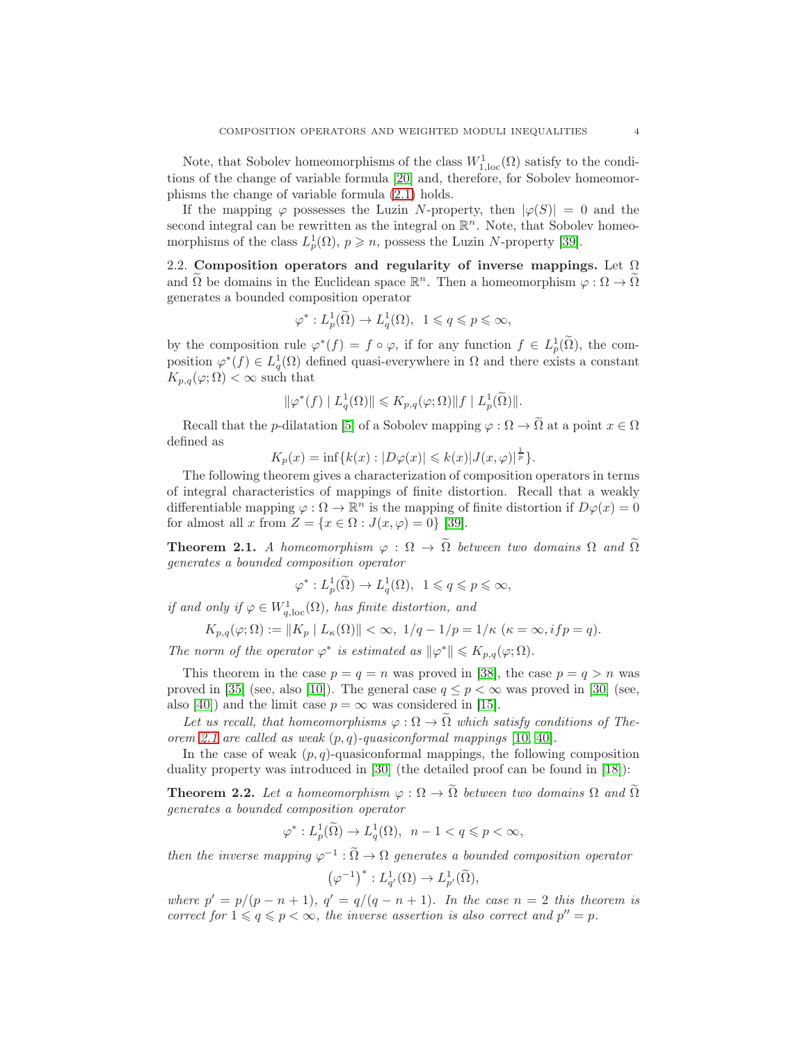Note, that Sobolev homeomorphisms of the class $W^1_{1,\mathrm{loc}}(\Omega)$ satisfy to the conditions of the change of variable formula [20] and, therefore, for Sobolev homeomorphisms the change of variable formula (2.1) holds.

If the mapping $\varphi$ possesses the Luzin $N$-property, then $|\varphi(S)| = 0$ and the second integral can be rewritten as the integral on $\mathbb{R}^n$. Note, that Sobolev homeomorphisms of the class $L^1_p(\Omega)$, $p \geqslant n$, possess the Luzin $N$-property [39].

**2.2. Composition operators and regularity of inverse mappings.** Let $\Omega$ and $\widetilde{\Omega}$ be domains in the Euclidean space $\mathbb{R}^n$. Then a homeomorphism $\varphi : \Omega \to \widetilde{\Omega}$ generates a bounded composition operator

$$\varphi^* : L^1_p(\widetilde{\Omega}) \to L^1_q(\Omega), \;\; 1 \leqslant q \leqslant p \leqslant \infty,$$

by the composition rule $\varphi^*(f) = f \circ \varphi$, if for any function $f \in L^1_p(\widetilde{\Omega})$, the composition $\varphi^*(f) \in L^1_q(\Omega)$ defined quasi-everywhere in $\Omega$ and there exists a constant $K_{p,q}(\varphi;\Omega) < \infty$ such that

$$\|\varphi^*(f) \mid L^1_q(\Omega)\| \leqslant K_{p,q}(\varphi;\Omega)\|f \mid L^1_p(\widetilde{\Omega})\|.$$

Recall that the $p$-dilatation [5] of a Sobolev mapping $\varphi : \Omega \to \widetilde{\Omega}$ at a point $x \in \Omega$ defined as

$$K_p(x) = \inf\{k(x) : |D\varphi(x)| \leqslant k(x)|J(x,\varphi)|^{\frac{1}{p}}\}.$$

The following theorem gives a characterization of composition operators in terms of integral characteristics of mappings of finite distortion. Recall that a weakly differentiable mapping $\varphi : \Omega \to \mathbb{R}^n$ is the mapping of finite distortion if $D\varphi(x) = 0$ for almost all $x$ from $Z = \{x \in \Omega : J(x,\varphi) = 0\}$ [39].

**Theorem 2.1.** *A homeomorphism $\varphi : \Omega \to \widetilde{\Omega}$ between two domains $\Omega$ and $\widetilde{\Omega}$ generates a bounded composition operator*

$$\varphi^* : L^1_p(\widetilde{\Omega}) \to L^1_q(\Omega), \;\; 1 \leqslant q \leqslant p \leqslant \infty,$$

*if and only if $\varphi \in W^1_{q,\mathrm{loc}}(\Omega)$, has finite distortion, and*

$$K_{p,q}(\varphi;\Omega) := \|K_p \mid L_\kappa(\Omega)\| < \infty, \;\; 1/q - 1/p = 1/\kappa \;\; (\kappa = \infty, if p = q).$$

*The norm of the operator $\varphi^*$ is estimated as $\|\varphi^*\| \leqslant K_{p,q}(\varphi;\Omega)$.*

This theorem in the case $p = q = n$ was proved in [38], the case $p = q > n$ was proved in [35] (see, also [10]). The general case $q \leq p < \infty$ was proved in [30] (see, also [40]) and the limit case $p = \infty$ was considered in [15].

*Let us recall, that homeomorphisms $\varphi : \Omega \to \widetilde{\Omega}$ which satisfy conditions of Theorem 2.1 are called as weak $(p,q)$-quasiconformal mappings* [10, 40].

In the case of weak $(p,q)$-quasiconformal mappings, the following composition duality property was introduced in [30] (the detailed proof can be found in [18]):

**Theorem 2.2.** *Let a homeomorphism $\varphi : \Omega \to \widetilde{\Omega}$ between two domains $\Omega$ and $\widetilde{\Omega}$ generates a bounded composition operator*

$$\varphi^* : L^1_p(\widetilde{\Omega}) \to L^1_q(\Omega), \;\; n-1 < q \leqslant p < \infty,$$

*then the inverse mapping $\varphi^{-1} : \widetilde{\Omega} \to \Omega$ generates a bounded composition operator*

$$\left(\varphi^{-1}\right)^* : L^1_{q'}(\Omega) \to L^1_{p'}(\widetilde{\Omega}),$$

*where $p' = p/(p-n+1)$, $q' = q/(q-n+1)$. In the case $n = 2$ this theorem is correct for $1 \leqslant q \leqslant p < \infty$, the inverse assertion is also correct and $p'' = p$.*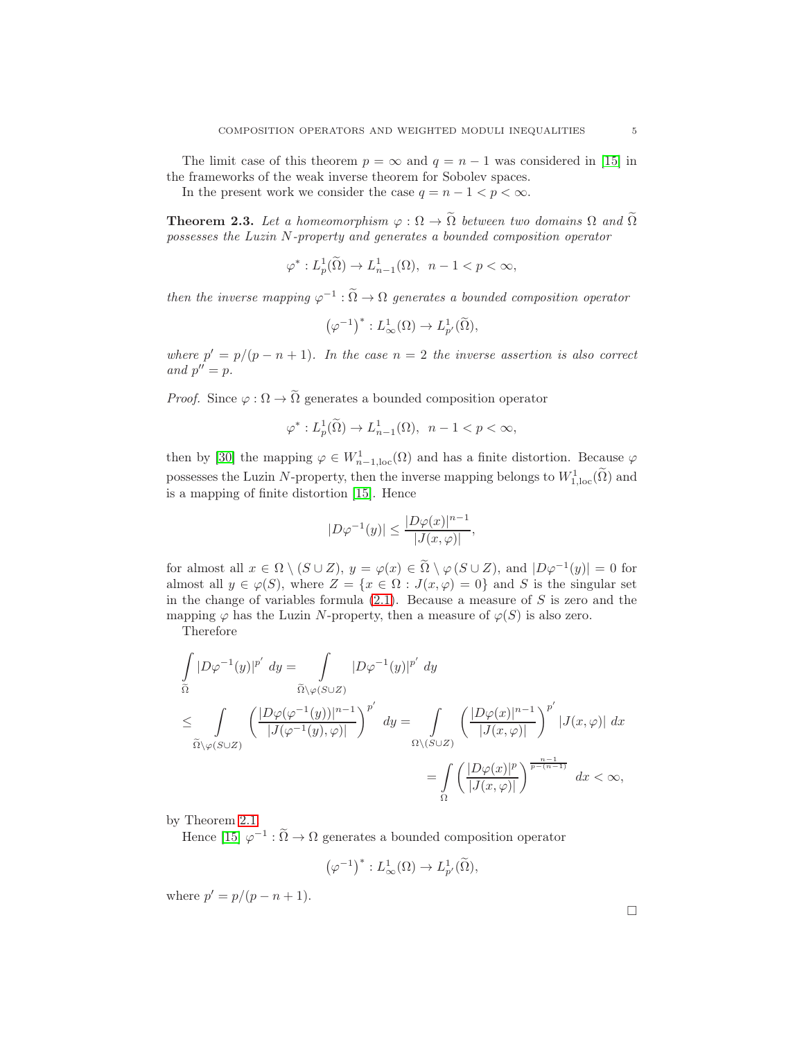The limit case of this theorem $p = \infty$ and $q = n-1$ was considered in [15] in the frameworks of the weak inverse theorem for Sobolev spaces.

In the present work we consider the case $q = n-1 < p < \infty$.

**Theorem 2.3.** *Let a homeomorphism $\varphi : \Omega \to \widetilde{\Omega}$ between two domains $\Omega$ and $\widetilde{\Omega}$ possesses the Luzin $N$-property and generates a bounded composition operator*

$$\varphi^* : L^1_p(\widetilde{\Omega}) \to L^1_{n-1}(\Omega), \ \ n-1 < p < \infty,$$

*then the inverse mapping $\varphi^{-1} : \widetilde{\Omega} \to \Omega$ generates a bounded composition operator*

$$\left(\varphi^{-1}\right)^* : L^1_\infty(\Omega) \to L^1_{p'}(\widetilde{\Omega}),$$

*where $p' = p/(p-n+1)$. In the case $n = 2$ the inverse assertion is also correct and $p'' = p$.*

*Proof.* Since $\varphi : \Omega \to \widetilde{\Omega}$ generates a bounded composition operator

$$\varphi^* : L^1_p(\widetilde{\Omega}) \to L^1_{n-1}(\Omega), \ \ n-1 < p < \infty,$$

then by [30] the mapping $\varphi \in W^1_{n-1,\mathrm{loc}}(\Omega)$ and has a finite distortion. Because $\varphi$ possesses the Luzin $N$-property, then the inverse mapping belongs to $W^1_{1,\mathrm{loc}}(\widetilde{\Omega})$ and is a mapping of finite distortion [15]. Hence

$$|D\varphi^{-1}(y)| \leq \frac{|D\varphi(x)|^{n-1}}{|J(x,\varphi)|},$$

for almost all $x \in \Omega \setminus (S \cup Z)$, $y = \varphi(x) \in \widetilde{\Omega} \setminus \varphi(S \cup Z)$, and $|D\varphi^{-1}(y)| = 0$ for almost all $y \in \varphi(S)$, where $Z = \{x \in \Omega : J(x,\varphi) = 0\}$ and $S$ is the singular set in the change of variables formula (2.1). Because a measure of $S$ is zero and the mapping $\varphi$ has the Luzin $N$-property, then a measure of $\varphi(S)$ is also zero.

Therefore

$$\begin{aligned}
\int\limits_{\widetilde{\Omega}} |D\varphi^{-1}(y)|^{p'} \ dy &= \int\limits_{\widetilde{\Omega}\setminus\varphi(S\cup Z)} |D\varphi^{-1}(y)|^{p'} \ dy \\
\leq \int\limits_{\widetilde{\Omega}\setminus\varphi(S\cup Z)} \left(\frac{|D\varphi(\varphi^{-1}(y))|^{n-1}}{|J(\varphi^{-1}(y),\varphi)|}\right)^{p'} \ dy &= \int\limits_{\Omega\setminus(S\cup Z)} \left(\frac{|D\varphi(x)|^{n-1}}{|J(x,\varphi)|}\right)^{p'} |J(x,\varphi)| \ dx \\
&= \int\limits_{\Omega} \left(\frac{|D\varphi(x)|^{p}}{|J(x,\varphi)|}\right)^{\frac{n-1}{p-(n-1)}} \ dx < \infty,
\end{aligned}$$

by Theorem 2.1.

Hence [15] $\varphi^{-1} : \widetilde{\Omega} \to \Omega$ generates a bounded composition operator

$$\left(\varphi^{-1}\right)^* : L^1_\infty(\Omega) \to L^1_{p'}(\widetilde{\Omega}),$$

where $p' = p/(p-n+1)$.

$\square$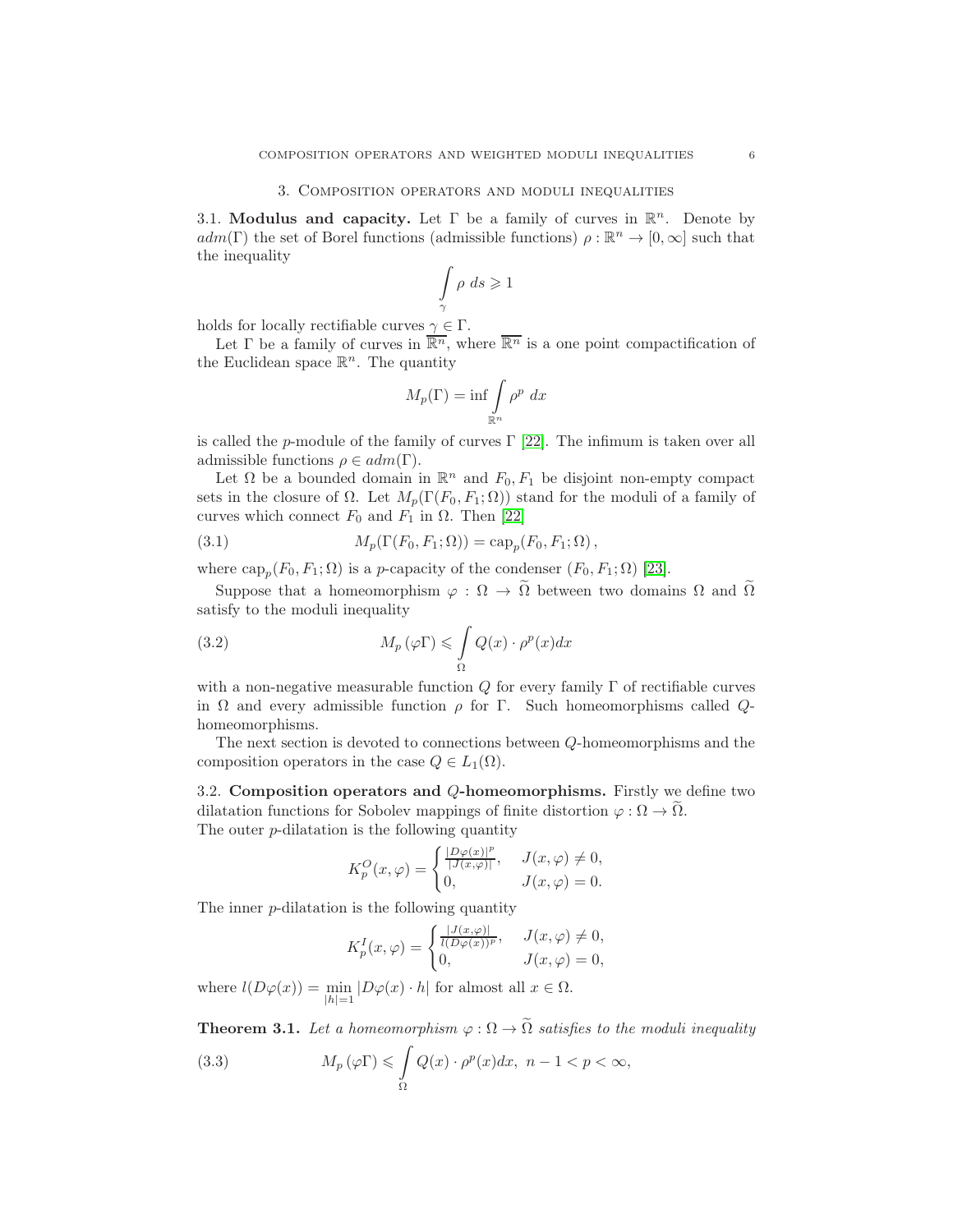## 3. Composition operators and moduli inequalities

3.1. **Modulus and capacity.** Let $\Gamma$ be a family of curves in $\mathbb{R}^n$. Denote by $adm(\Gamma)$ the set of Borel functions (admissible functions) $\rho : \mathbb{R}^n \to [0, \infty]$ such that the inequality

$$\int\limits_{\gamma} \rho \; ds \geqslant 1$$

holds for locally rectifiable curves $\gamma \in \Gamma$.

Let $\Gamma$ be a family of curves in $\overline{\mathbb{R}^n}$, where $\overline{\mathbb{R}^n}$ is a one point compactification of the Euclidean space $\mathbb{R}^n$. The quantity

$$M_p(\Gamma) = \inf \int\limits_{\mathbb{R}^n} \rho^p \; dx$$

is called the $p$-module of the family of curves $\Gamma$ [22]. The infimum is taken over all admissible functions $\rho \in adm(\Gamma)$.

Let $\Omega$ be a bounded domain in $\mathbb{R}^n$ and $F_0, F_1$ be disjoint non-empty compact sets in the closure of $\Omega$. Let $M_p(\Gamma(F_0, F_1; \Omega))$ stand for the moduli of a family of curves which connect $F_0$ and $F_1$ in $\Omega$. Then [22]

$$M_p(\Gamma(F_0, F_1; \Omega)) = \operatorname{cap}_p(F_0, F_1; \Omega)\,, \tag{3.1}$$

where $\operatorname{cap}_p(F_0, F_1; \Omega)$ is a $p$-capacity of the condenser $(F_0, F_1; \Omega)$ [23].

Suppose that a homeomorphism $\varphi : \Omega \to \widetilde{\Omega}$ between two domains $\Omega$ and $\widetilde{\Omega}$ satisfy to the moduli inequality

$$M_p\left(\varphi\Gamma\right) \leqslant \int\limits_{\Omega} Q(x) \cdot \rho^p(x) dx \tag{3.2}$$

with a non-negative measurable function $Q$ for every family $\Gamma$ of rectifiable curves in $\Omega$ and every admissible function $\rho$ for $\Gamma$. Such homeomorphisms called $Q$-homeomorphisms.

The next section is devoted to connections between $Q$-homeomorphisms and the composition operators in the case $Q \in L_1(\Omega)$.

3.2. **Composition operators and $Q$-homeomorphisms.** Firstly we define two dilatation functions for Sobolev mappings of finite distortion $\varphi : \Omega \to \widetilde{\Omega}$.
The outer $p$-dilatation is the following quantity

$$K_p^O(x, \varphi) = \begin{cases} \frac{|D\varphi(x)|^p}{|J(x,\varphi)|}, & J(x, \varphi) \neq 0, \\ 0, & J(x, \varphi) = 0. \end{cases}$$

The inner $p$-dilatation is the following quantity

$$K_p^I(x, \varphi) = \begin{cases} \frac{|J(x,\varphi)|}{l(D\varphi(x))^p}, & J(x, \varphi) \neq 0, \\ 0, & J(x, \varphi) = 0, \end{cases}$$

where $l(D\varphi(x)) = \min\limits_{|h|=1} |D\varphi(x) \cdot h|$ for almost all $x \in \Omega$.

**Theorem 3.1.** *Let a homeomorphism $\varphi : \Omega \to \widetilde{\Omega}$ satisfies to the moduli inequality*

$$M_p\left(\varphi\Gamma\right) \leqslant \int\limits_{\Omega} Q(x) \cdot \rho^p(x) dx, \;\; n-1 < p < \infty, \tag{3.3}$$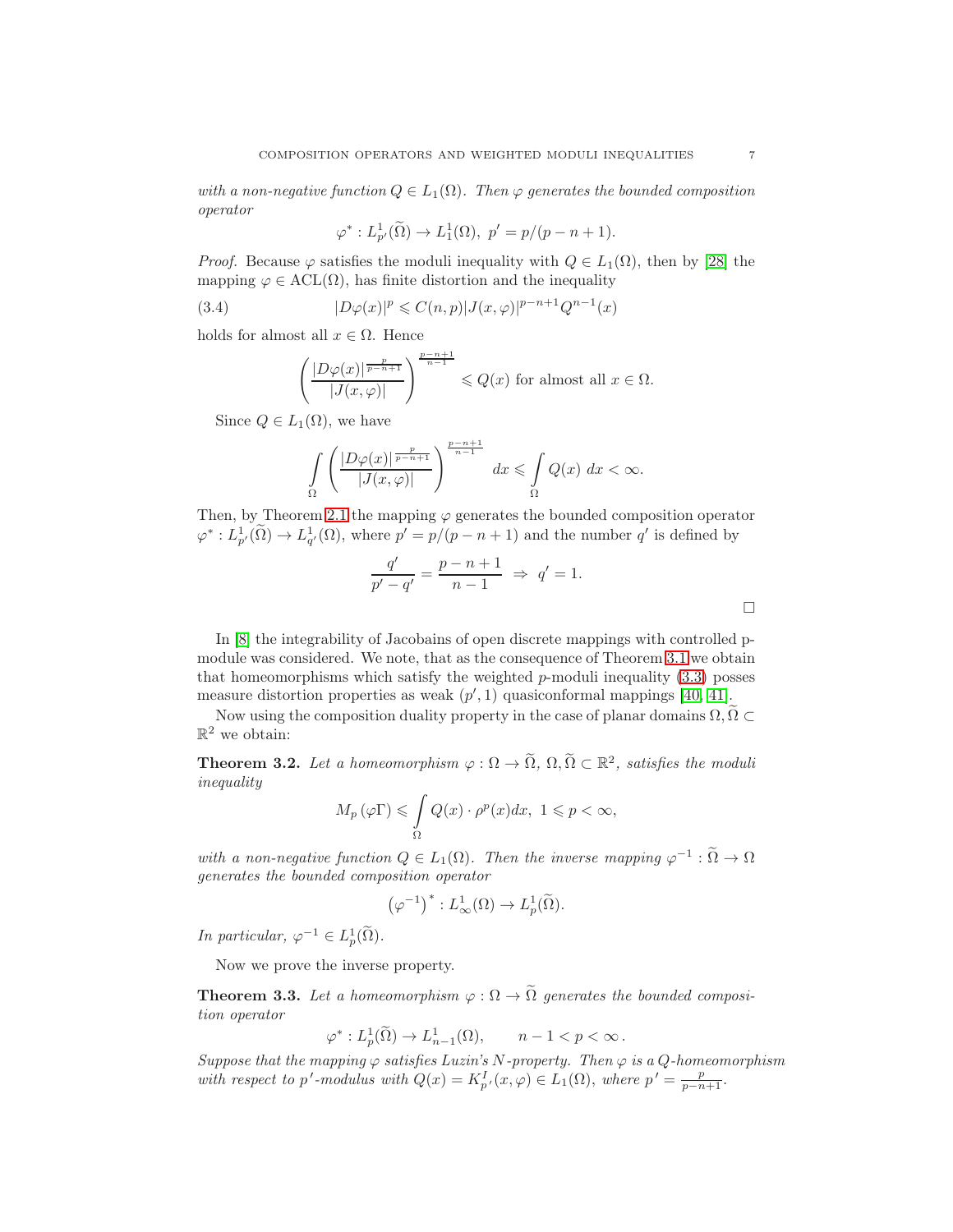*with a non-negative function $Q \in L_1(\Omega)$. Then $\varphi$ generates the bounded composition operator*

$$\varphi^* : L^1_{p'}(\widetilde{\Omega}) \to L^1_1(\Omega),\ p' = p/(p-n+1).$$

*Proof.* Because $\varphi$ satisfies the moduli inequality with $Q \in L_1(\Omega)$, then by [28] the mapping $\varphi \in \mathrm{ACL}(\Omega)$, has finite distortion and the inequality

$$|D\varphi(x)|^p \leqslant C(n,p)|J(x,\varphi)|^{p-n+1}Q^{n-1}(x) \tag{3.4}$$

holds for almost all $x \in \Omega$. Hence

$$\left(\frac{|D\varphi(x)|^{\frac{p}{p-n+1}}}{|J(x,\varphi)|}\right)^{\frac{p-n+1}{n-1}} \leqslant Q(x) \text{ for almost all } x \in \Omega.$$

Since $Q \in L_1(\Omega)$, we have

$$\int\limits_{\Omega} \left(\frac{|D\varphi(x)|^{\frac{p}{p-n+1}}}{|J(x,\varphi)|}\right)^{\frac{p-n+1}{n-1}}~dx \leqslant \int\limits_{\Omega} Q(x)~dx < \infty.$$

Then, by Theorem 2.1 the mapping $\varphi$ generates the bounded composition operator $\varphi^* : L^1_{p'}(\widetilde{\Omega}) \to L^1_{q'}(\Omega)$, where $p' = p/(p-n+1)$ and the number $q'$ is defined by

$$\frac{q'}{p'-q'} = \frac{p-n+1}{n-1} \ \Rightarrow \ q' = 1.$$

□

In [8] the integrability of Jacobains of open discrete mappings with controlled p-module was considered. We note, that as the consequence of Theorem 3.1 we obtain that homeomorphisms which satisfy the weighted $p$-moduli inequality (3.3) posses measure distortion properties as weak $(p',1)$ quasiconformal mappings [40, 41].

Now using the composition duality property in the case of planar domains $\Omega, \widetilde{\Omega} \subset \mathbb{R}^2$ we obtain:

**Theorem 3.2.** *Let a homeomorphism $\varphi : \Omega \to \widetilde{\Omega}$, $\Omega, \widetilde{\Omega} \subset \mathbb{R}^2$, satisfies the moduli inequality*

$$M_p\left(\varphi\Gamma\right) \leqslant \int\limits_{\Omega} Q(x)\cdot \rho^p(x)dx,\ 1 \leqslant p < \infty,$$

*with a non-negative function $Q \in L_1(\Omega)$. Then the inverse mapping $\varphi^{-1} : \widetilde{\Omega} \to \Omega$ generates the bounded composition operator*

$$\left(\varphi^{-1}\right)^* : L^1_\infty(\Omega) \to L^1_p(\widetilde{\Omega}).$$

*In particular, $\varphi^{-1} \in L^1_p(\widetilde{\Omega})$.*

Now we prove the inverse property.

**Theorem 3.3.** *Let a homeomorphism $\varphi : \Omega \to \widetilde{\Omega}$ generates the bounded composition operator*

$$\varphi^* : L^1_p(\widetilde{\Omega}) \to L^1_{n-1}(\Omega), \qquad n-1 < p < \infty\,.$$

*Suppose that the mapping $\varphi$ satisfies Luzin's $N$-property. Then $\varphi$ is a $Q$-homeomorphism with respect to $p'$-modulus with $Q(x) = K^I_{p'}(x,\varphi) \in L_1(\Omega)$, where $p' = \frac{p}{p-n+1}$.*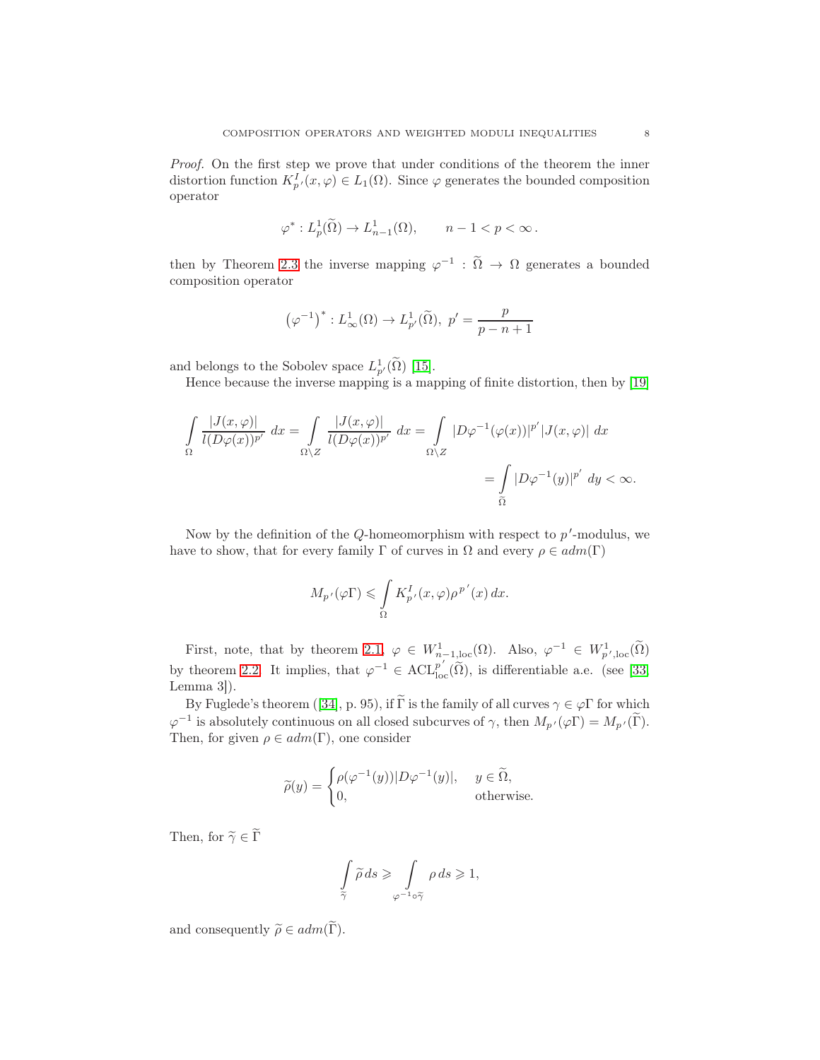*Proof.* On the first step we prove that under conditions of the theorem the inner distortion function $K_{p'}^I(x,\varphi) \in L_1(\Omega)$. Since $\varphi$ generates the bounded composition operator

$$
\varphi^* : L^1_p(\widetilde{\Omega}) \to L^1_{n-1}(\Omega), \qquad n-1 < p < \infty\,.
$$

then by Theorem 2.3 the inverse mapping $\varphi^{-1} : \widetilde{\Omega} \to \Omega$ generates a bounded composition operator

$$
\left(\varphi^{-1}\right)^* : L^1_\infty(\Omega) \to L^1_{p'}(\widetilde{\Omega}),\ p' = \frac{p}{p-n+1}
$$

and belongs to the Sobolev space $L^1_{p'}(\widetilde{\Omega})$ [15].

Hence because the inverse mapping is a mapping of finite distortion, then by [19]

$$
\int\limits_{\Omega} \frac{|J(x,\varphi)|}{l(D\varphi(x))^{p'}}\ dx = \int\limits_{\Omega\setminus Z} \frac{|J(x,\varphi)|}{l(D\varphi(x))^{p'}}\ dx = \int\limits_{\Omega\setminus Z} |D\varphi^{-1}(\varphi(x))|^{p'} |J(x,\varphi)|\ dx
$$

$$
= \int\limits_{\widetilde{\Omega}} |D\varphi^{-1}(y)|^{p'}\ dy < \infty.
$$

Now by the definition of the $Q$-homeomorphism with respect to $p'$-modulus, we have to show, that for every family $\Gamma$ of curves in $\Omega$ and every $\rho \in adm(\Gamma)$

$$
M_{p'}(\varphi\Gamma) \leqslant \int\limits_{\Omega} K^I_{p'}(x,\varphi)\rho^{p'}(x)\,dx.
$$

First, note, that by theorem 2.1, $\varphi \in W^1_{n-1,\mathrm{loc}}(\Omega)$. Also, $\varphi^{-1} \in W^1_{p',\mathrm{loc}}(\widetilde{\Omega})$ by theorem 2.2. It implies, that $\varphi^{-1} \in \mathrm{ACL}^{p'}_{\mathrm{loc}}(\widetilde{\Omega})$, is differentiable a.e. (see [33, Lemma 3]).

By Fuglede's theorem ([34], p. 95), if $\widetilde{\Gamma}$ is the family of all curves $\gamma \in \varphi\Gamma$ for which $\varphi^{-1}$ is absolutely continuous on all closed subcurves of $\gamma$, then $M_{p'}(\varphi\Gamma) = M_{p'}(\widetilde{\Gamma})$. Then, for given $\rho \in adm(\Gamma)$, one consider

$$
\widetilde{\rho}(y) = \begin{cases} \rho(\varphi^{-1}(y))|D\varphi^{-1}(y)|, & y \in \widetilde{\Omega}, \\ 0, & \text{otherwise.} \end{cases}
$$

Then, for $\widetilde{\gamma} \in \widetilde{\Gamma}$

$$
\int\limits_{\widetilde{\gamma}} \widetilde{\rho}\,ds \geqslant \int\limits_{\varphi^{-1}\circ\widetilde{\gamma}} \rho\,ds \geqslant 1,
$$

and consequently $\widetilde{\rho} \in adm(\widetilde{\Gamma})$.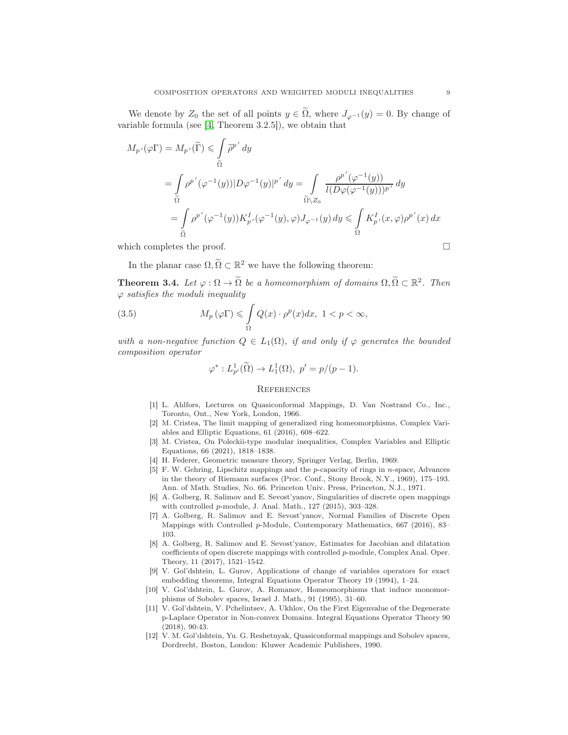We denote by $Z_0$ the set of all points $y \in \widetilde{\Omega}$, where $J_{\varphi^{-1}}(y) = 0$. By change of variable formula (see [4, Theorem 3.2.5]), we obtain that

$$
\begin{aligned}
M_{p'}(\varphi\Gamma) = M_{p'}(\widetilde{\Gamma}) &\leqslant \int\limits_{\widetilde{\Omega}} \widetilde{\rho}^{p'}\, dy \\
&= \int\limits_{\widetilde{\Omega}} \rho^{p'}(\varphi^{-1}(y)) |D\varphi^{-1}(y)|^{p'}\, dy = \int\limits_{\widetilde{\Omega}\setminus Z_0} \frac{\rho^{p'}(\varphi^{-1}(y))}{l(D\varphi(\varphi^{-1}(y)))^{p'}}\, dy \\
&= \int\limits_{\widetilde{\Omega}} \rho^{p'}(\varphi^{-1}(y)) K^{I}_{p'}(\varphi^{-1}(y), \varphi) J_{\varphi^{-1}}(y)\, dy \leqslant \int\limits_{\Omega} K^{I}_{p'}(x, \varphi) \rho^{p'}(x)\, dx
\end{aligned}
$$

which completes the proof. $\square$

In the planar case $\Omega, \widetilde{\Omega} \subset \mathbb{R}^2$ we have the following theorem:

**Theorem 3.4.** *Let $\varphi : \Omega \to \widetilde{\Omega}$ be a homeomorphism of domains $\Omega, \widetilde{\Omega} \subset \mathbb{R}^2$. Then $\varphi$ satisfies the moduli inequality*

$$
M_p\left(\varphi\Gamma\right) \leqslant \int\limits_{\Omega} Q(x) \cdot \rho^p(x) dx,\ 1 < p < \infty, \tag{3.5}
$$

*with a non-negative function $Q \in L_1(\Omega)$, if and only if $\varphi$ generates the bounded composition operator*

$$
\varphi^* : L^1_{p'}(\widetilde{\Omega}) \to L^1_1(\Omega),\ p' = p/(p-1).
$$

## References

[1] L. Ahlfors, Lectures on Quasiconformal Mappings, D. Van Nostrand Co., Inc., Toronto, Ont., New York, London, 1966.

[2] M. Cristea, The limit mapping of generalized ring homeomorphisms, Complex Variables and Elliptic Equations, 61 (2016), 608–622.

[3] M. Cristea, On Poleckii-type modular inequalities, Complex Variables and Elliptic Equations, 66 (2021), 1818–1838.

[4] H. Federer, Geometric measure theory, Springer Verlag, Berlin, 1969.

[5] F. W. Gehring, Lipschitz mappings and the $p$-capacity of rings in $n$-space, Advances in the theory of Riemann surfaces (Proc. Conf., Stony Brook, N.Y., 1969), 175–193. Ann. of Math. Studies, No. 66. Princeton Univ. Press, Princeton, N.J., 1971.

[6] A. Golberg, R. Salimov and E. Sevost'yanov, Singularities of discrete open mappings with controlled $p$-module, J. Anal. Math., 127 (2015), 303–328.

[7] A. Golberg, R. Salimov and E. Sevost'yanov, Normal Families of Discrete Open Mappings with Controlled $p$-Module, Contemporary Mathematics, 667 (2016), 83–103.

[8] A. Golberg, R. Salimov and E. Sevost'yanov, Estimates for Jacobian and dilatation coefficients of open discrete mappings with controlled $p$-module, Complex Anal. Oper. Theory, 11 (2017), 1521–1542.

[9] V. Gol'dshtein, L. Gurov, Applications of change of variables operators for exact embedding theorems, Integral Equations Operator Theory 19 (1994), 1–24.

[10] V. Gol'dshtein, L. Gurov, A. Romanov, Homeomorphisms that induce monomorphisms of Sobolev spaces, Israel J. Math., 91 (1995), 31–60.

[11] V. Gol'dshtein, V. Pchelintsev, A. Ukhlov, On the First Eigenvalue of the Degenerate p-Laplace Operator in Non-convex Domains. Integral Equations Operator Theory 90 (2018), 90:43.

[12] V. M. Gol'dshtein, Yu. G. Reshetnyak, Quasiconformal mappings and Sobolev spaces, Dordrecht, Boston, London: Kluwer Academic Publishers, 1990.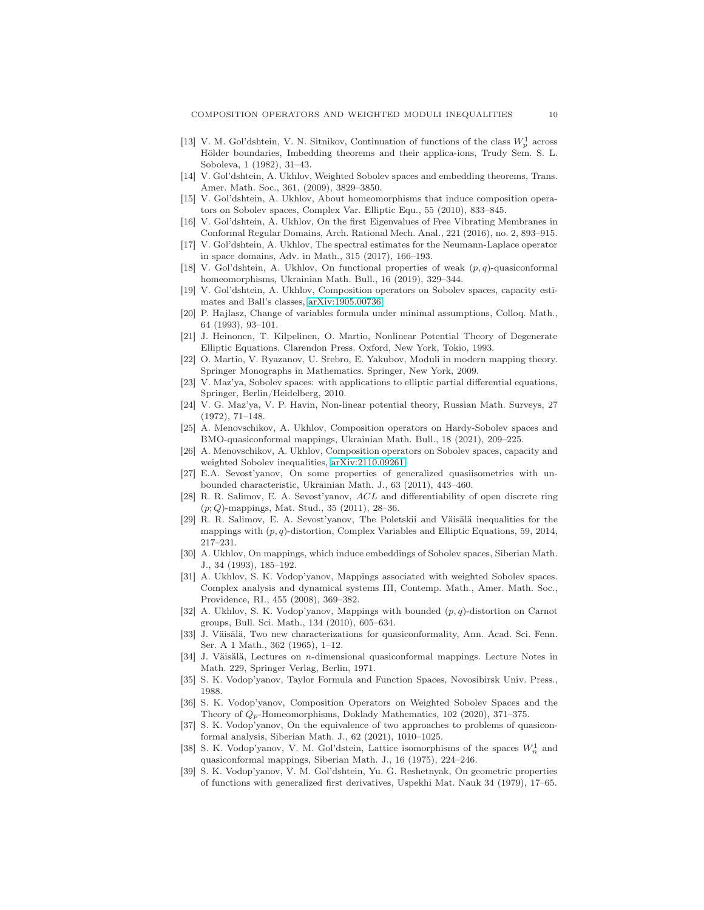[13] V. M. Gol'dshtein, V. N. Sitnikov, Continuation of functions of the class $W_p^1$ across Hölder boundaries, Imbedding theorems and their applica-ions, Trudy Sem. S. L. Soboleva, 1 (1982), 31–43.

[14] V. Gol'dshtein, A. Ukhlov, Weighted Sobolev spaces and embedding theorems, Trans. Amer. Math. Soc., 361, (2009), 3829–3850.

[15] V. Gol'dshtein, A. Ukhlov, About homeomorphisms that induce composition operators on Sobolev spaces, Complex Var. Elliptic Equ., 55 (2010), 833–845.

[16] V. Gol'dshtein, A. Ukhlov, On the first Eigenvalues of Free Vibrating Membranes in Conformal Regular Domains, Arch. Rational Mech. Anal., 221 (2016), no. 2, 893–915.

[17] V. Gol'dshtein, A. Ukhlov, The spectral estimates for the Neumann-Laplace operator in space domains, Adv. in Math., 315 (2017), 166–193.

[18] V. Gol'dshtein, A. Ukhlov, On functional properties of weak $(p,q)$-quasiconformal homeomorphisms, Ukrainian Math. Bull., 16 (2019), 329–344.

[19] V. Gol'dshtein, A. Ukhlov, Composition operators on Sobolev spaces, capacity estimates and Ball's classes, arXiv:1905.00736.

[20] P. Hajlasz, Change of variables formula under minimal assumptions, Colloq. Math., 64 (1993), 93–101.

[21] J. Heinonen, T. Kilpelinen, O. Martio, Nonlinear Potential Theory of Degenerate Elliptic Equations. Clarendon Press. Oxford, New York, Tokio, 1993.

[22] O. Martio, V. Ryazanov, U. Srebro, E. Yakubov, Moduli in modern mapping theory. Springer Monographs in Mathematics. Springer, New York, 2009.

[23] V. Maz'ya, Sobolev spaces: with applications to elliptic partial differential equations, Springer, Berlin/Heidelberg, 2010.

[24] V. G. Maz'ya, V. P. Havin, Non-linear potential theory, Russian Math. Surveys, 27 (1972), 71–148.

[25] A. Menovschikov, A. Ukhlov, Composition operators on Hardy-Sobolev spaces and BMO-quasiconformal mappings, Ukrainian Math. Bull., 18 (2021), 209–225.

[26] A. Menovschikov, A. Ukhlov, Composition operators on Sobolev spaces, capacity and weighted Sobolev inequalities, arXiv:2110.09261.

[27] E.A. Sevost'yanov, On some properties of generalized quasiisometries with unbounded characteristic, Ukrainian Math. J., 63 (2011), 443–460.

[28] R. R. Salimov, E. A. Sevost'yanov, $ACL$ and differentiability of open discrete ring $(p;Q)$-mappings, Mat. Stud., 35 (2011), 28–36.

[29] R. R. Salimov, E. A. Sevost'yanov, The Poletskii and Väisälä inequalities for the mappings with $(p,q)$-distortion, Complex Variables and Elliptic Equations, 59, 2014, 217–231.

[30] A. Ukhlov, On mappings, which induce embeddings of Sobolev spaces, Siberian Math. J., 34 (1993), 185–192.

[31] A. Ukhlov, S. K. Vodop'yanov, Mappings associated with weighted Sobolev spaces. Complex analysis and dynamical systems III, Contemp. Math., Amer. Math. Soc., Providence, RI., 455 (2008), 369–382.

[32] A. Ukhlov, S. K. Vodop'yanov, Mappings with bounded $(p,q)$-distortion on Carnot groups, Bull. Sci. Math., 134 (2010), 605–634.

[33] J. Väisälä, Two new characterizations for quasiconformality, Ann. Acad. Sci. Fenn. Ser. A 1 Math., 362 (1965), 1–12.

[34] J. Väisälä, Lectures on $n$-dimensional quasiconformal mappings. Lecture Notes in Math. 229, Springer Verlag, Berlin, 1971.

[35] S. K. Vodop'yanov, Taylor Formula and Function Spaces, Novosibirsk Univ. Press., 1988.

[36] S. K. Vodop'yanov, Composition Operators on Weighted Sobolev Spaces and the Theory of $Q_p$-Homeomorphisms, Doklady Mathematics, 102 (2020), 371–375.

[37] S. K. Vodop'yanov, On the equivalence of two approaches to problems of quasiconformal analysis, Siberian Math. J., 62 (2021), 1010–1025.

[38] S. K. Vodop'yanov, V. M. Gol'dstein, Lattice isomorphisms of the spaces $W_n^1$ and quasiconformal mappings, Siberian Math. J., 16 (1975), 224–246.

[39] S. K. Vodop'yanov, V. M. Gol'dshtein, Yu. G. Reshetnyak, On geometric properties of functions with generalized first derivatives, Uspekhi Mat. Nauk 34 (1979), 17–65.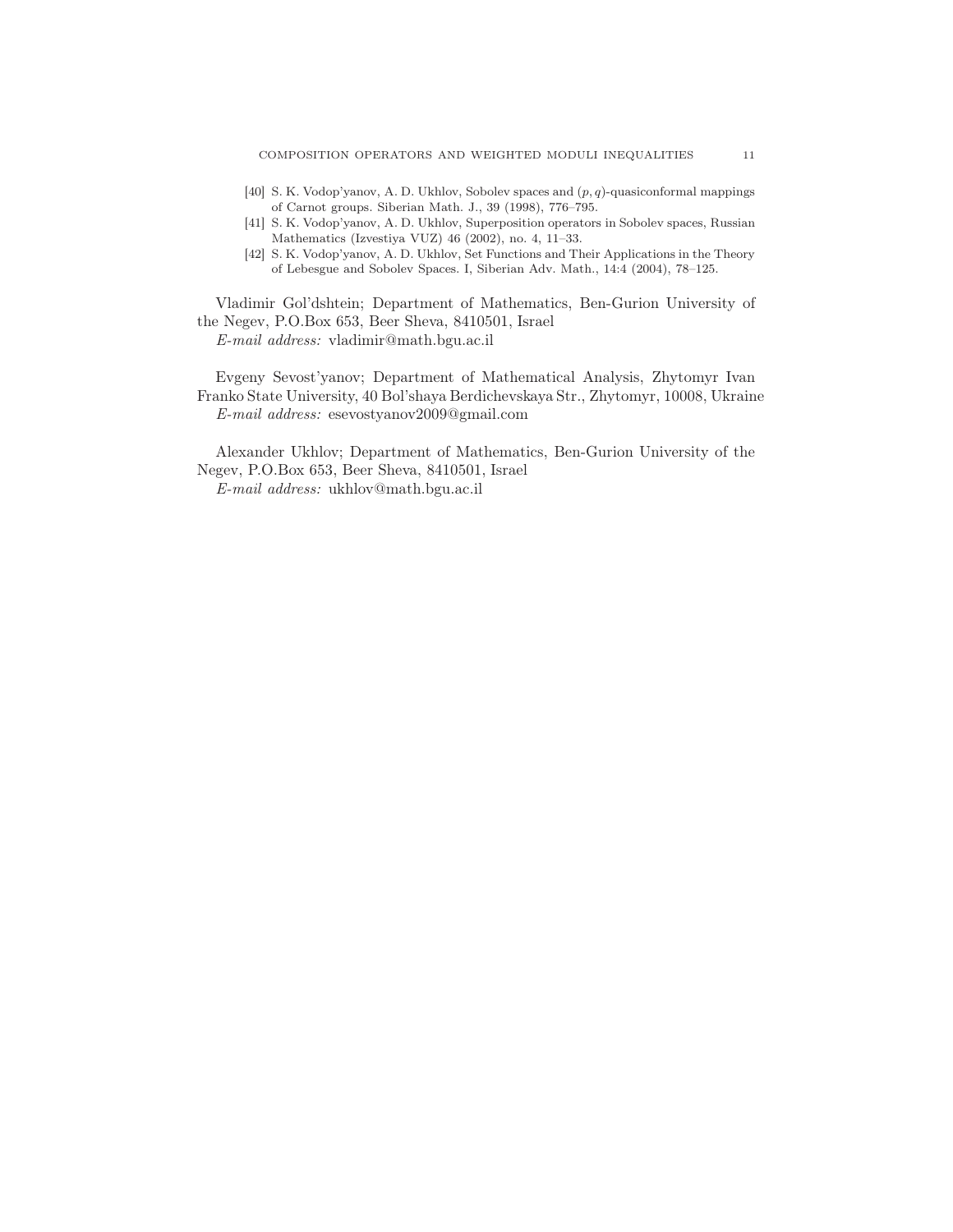[40] S. K. Vodop'yanov, A. D. Ukhlov, Sobolev spaces and $(p,q)$-quasiconformal mappings of Carnot groups. Siberian Math. J., 39 (1998), 776–795.

[41] S. K. Vodop'yanov, A. D. Ukhlov, Superposition operators in Sobolev spaces, Russian Mathematics (Izvestiya VUZ) 46 (2002), no. 4, 11–33.

[42] S. K. Vodop'yanov, A. D. Ukhlov, Set Functions and Their Applications in the Theory of Lebesgue and Sobolev Spaces. I, Siberian Adv. Math., 14:4 (2004), 78–125.

Vladimir Gol'dshtein; Department of Mathematics, Ben-Gurion University of the Negev, P.O.Box 653, Beer Sheva, 8410501, Israel
*E-mail address:* vladimir@math.bgu.ac.il

Evgeny Sevost'yanov; Department of Mathematical Analysis, Zhytomyr Ivan Franko State University, 40 Bol'shaya Berdichevskaya Str., Zhytomyr, 10008, Ukraine
*E-mail address:* esevostyanov2009@gmail.com

Alexander Ukhlov; Department of Mathematics, Ben-Gurion University of the Negev, P.O.Box 653, Beer Sheva, 8410501, Israel
*E-mail address:* ukhlov@math.bgu.ac.il